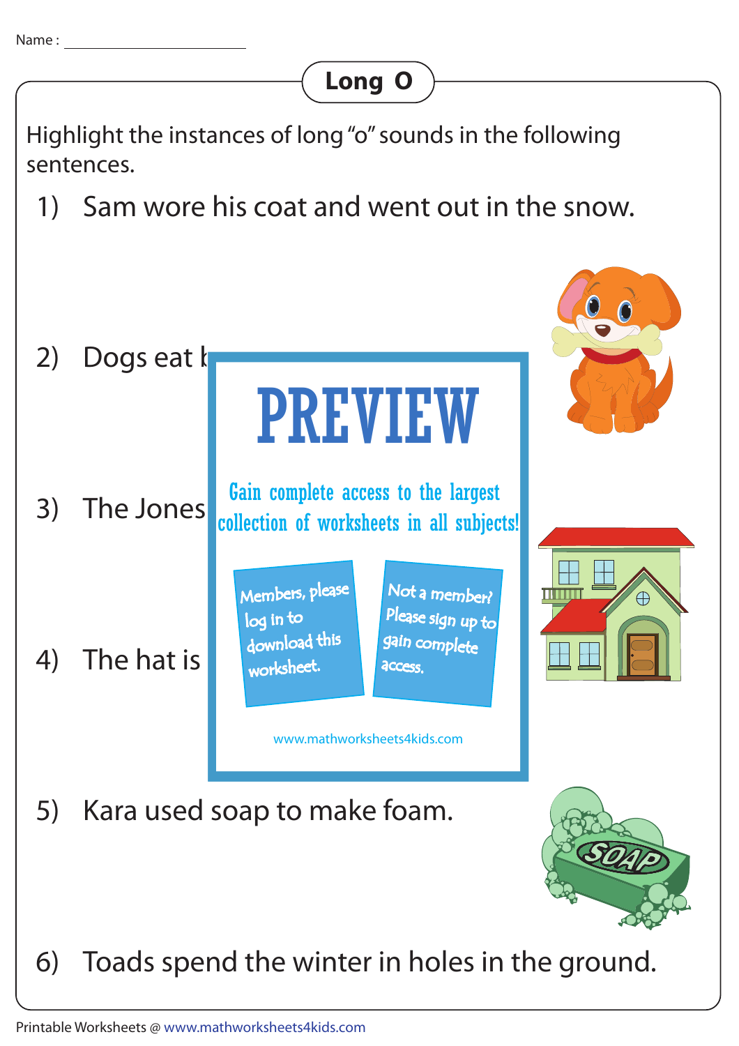Name : ____________________

## Long O

Highlight the instances of long "o" sounds in the following sentences.

1) Sam wore his coat and went out in the snow.

2) Dogs eat b

3) The Jones

4) The hat is

PREVIEW

Gain complete access to the largest collection of worksheets in all subjects!

Members, please log in to download this worksheet.

Not a member? Please sign up to gain complete access.

www.mathworksheets4kids.com

5) Kara used soap to make foam.

6) Toads spend the winter in holes in the ground.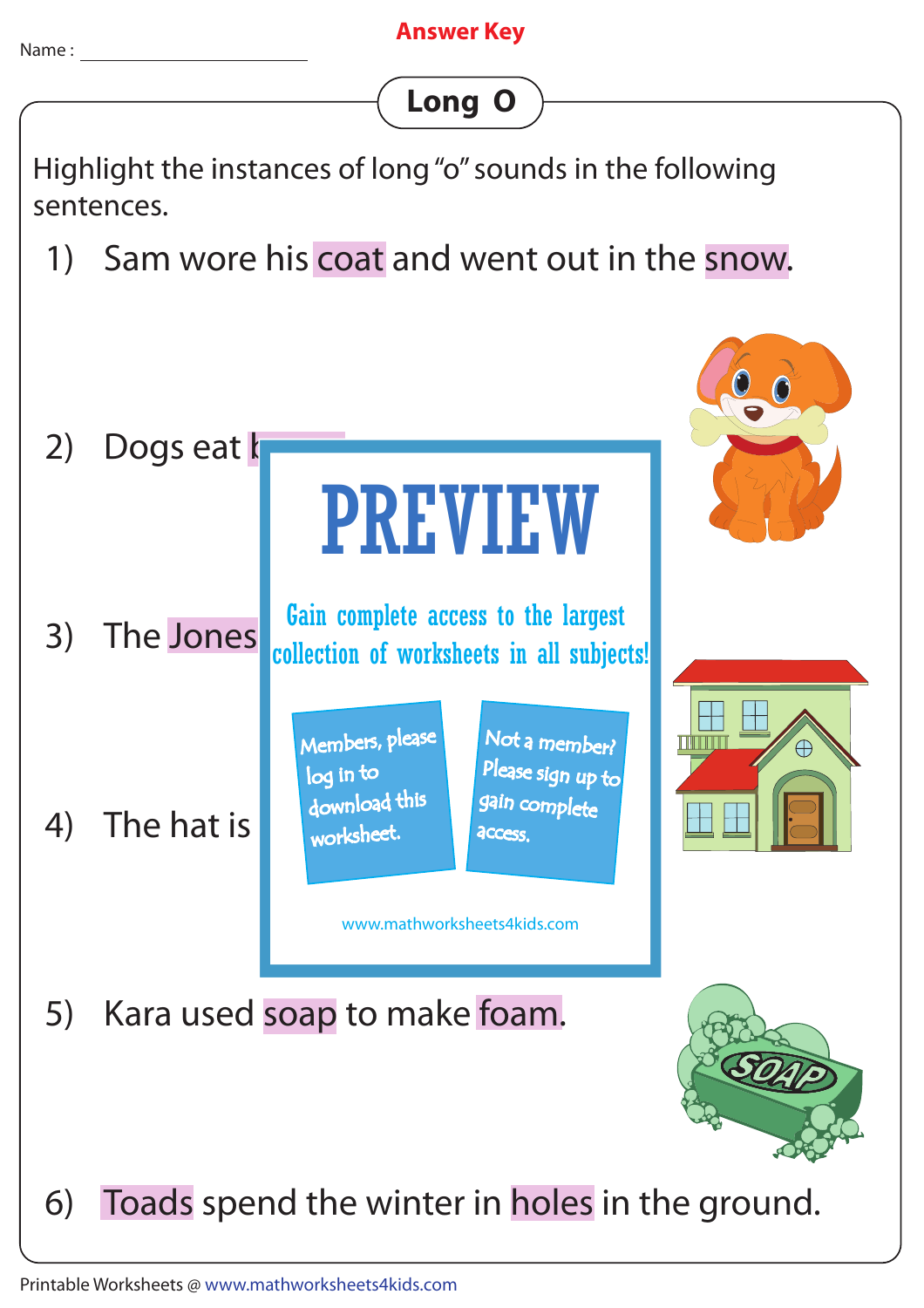Name : ______________________

**Answer Key**

## Long O

Highlight the instances of long "o" sounds in the following sentences.

1) Sam wore his coat and went out in the snow.

2) Dogs eat b

3) The Jones

4) The hat is

**PREVIEW**

Gain complete access to the largest collection of worksheets in all subjects!

Members, please log in to download this worksheet.

Not a member? Please sign up to gain complete access.

www.mathworksheets4kids.com

5) Kara used soap to make foam.

6) Toads spend the winter in holes in the ground.